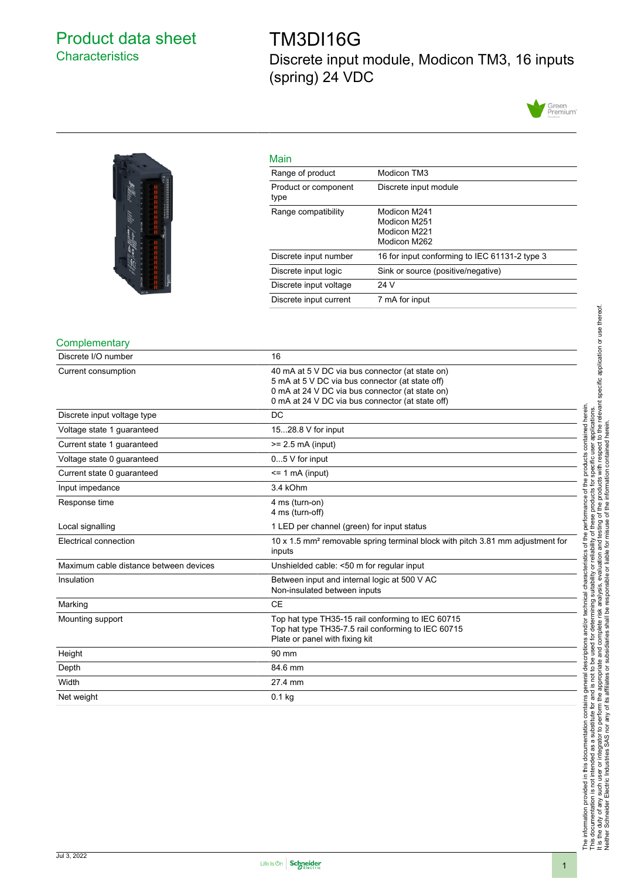# Product data sheet

## Characteristics

# TM3DI16G

Discrete input module, Modicon TM3, 16 inputs (spring) 24 VDC

## Main

| | |
|---|---|
| Range of product | Modicon TM3 |
| Product or component type | Discrete input module |
| Range compatibility | Modicon M241<br>Modicon M251<br>Modicon M221<br>Modicon M262 |
| Discrete input number | 16 for input conforming to IEC 61131-2 type 3 |
| Discrete input logic | Sink or source (positive/negative) |
| Discrete input voltage | 24 V |
| Discrete input current | 7 mA for input |

## Complementary

| | |
|---|---|
| Discrete I/O number | 16 |
| Current consumption | 40 mA at 5 V DC via bus connector (at state on)<br>5 mA at 5 V DC via bus connector (at state off)<br>0 mA at 24 V DC via bus connector (at state on)<br>0 mA at 24 V DC via bus connector (at state off) |
| Discrete input voltage type | DC |
| Voltage state 1 guaranteed | 15...28.8 V for input |
| Current state 1 guaranteed | >= 2.5 mA (input) |
| Voltage state 0 guaranteed | 0...5 V for input |
| Current state 0 guaranteed | <= 1 mA (input) |
| Input impedance | 3.4 kOhm |
| Response time | 4 ms (turn-on)<br>4 ms (turn-off) |
| Local signalling | 1 LED per channel (green) for input status |
| Electrical connection | 10 x 1.5 mm² removable spring terminal block with pitch 3.81 mm adjustment for inputs |
| Maximum cable distance between devices | Unshielded cable: <50 m for regular input |
| Insulation | Between input and internal logic at 500 V AC<br>Non-insulated between inputs |
| Marking | CE |
| Mounting support | Top hat type TH35-15 rail conforming to IEC 60715<br>Top hat type TH35-7.5 rail conforming to IEC 60715<br>Plate or panel with fixing kit |
| Height | 90 mm |
| Depth | 84.6 mm |
| Width | 27.4 mm |
| Net weight | 0.1 kg |

The information provided in this documentation contains general descriptions and/or technical characteristics of the performance of the products contained herein. This documentation is not intended as a substitute for and is not to be used for determining suitability or reliability of these products for specific user applications. It is the duty of any such user or integrator to perform the appropriate and complete risk analysis, evaluation and testing of the products with respect to the relevant specific application or use thereof. Neither Schneider Electric Industries SAS nor any of its affiliates or subsidiaries shall be responsible or liable for misuse of the information contained herein.

Jul 3, 2022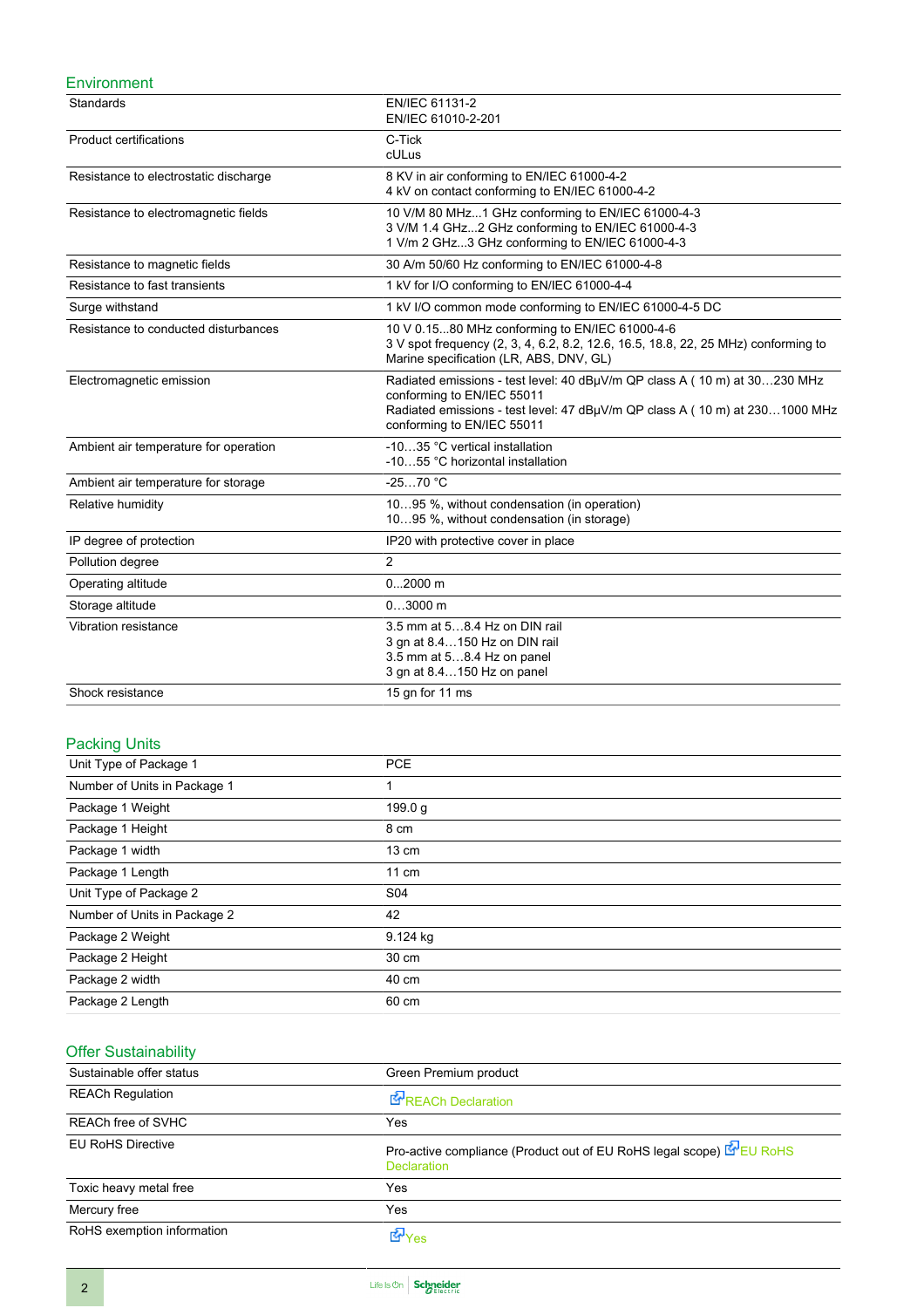## Environment

| | |
|---|---|
| Standards | EN/IEC 61131-2<br>EN/IEC 61010-2-201 |
| Product certifications | C-Tick<br>cULus |
| Resistance to electrostatic discharge | 8 KV in air conforming to EN/IEC 61000-4-2<br>4 kV on contact conforming to EN/IEC 61000-4-2 |
| Resistance to electromagnetic fields | 10 V/M 80 MHz...1 GHz conforming to EN/IEC 61000-4-3<br>3 V/M 1.4 GHz...2 GHz conforming to EN/IEC 61000-4-3<br>1 V/m 2 GHz...3 GHz conforming to EN/IEC 61000-4-3 |
| Resistance to magnetic fields | 30 A/m 50/60 Hz conforming to EN/IEC 61000-4-8 |
| Resistance to fast transients | 1 kV for I/O conforming to EN/IEC 61000-4-4 |
| Surge withstand | 1 kV I/O common mode conforming to EN/IEC 61000-4-5 DC |
| Resistance to conducted disturbances | 10 V 0.15...80 MHz conforming to EN/IEC 61000-4-6<br>3 V spot frequency (2, 3, 4, 6.2, 8.2, 12.6, 16.5, 18.8, 22, 25 MHz) conforming to Marine specification (LR, ABS, DNV, GL) |
| Electromagnetic emission | Radiated emissions - test level: 40 dBµV/m QP class A ( 10 m) at 30…230 MHz conforming to EN/IEC 55011<br>Radiated emissions - test level: 47 dBµV/m QP class A ( 10 m) at 230…1000 MHz conforming to EN/IEC 55011 |
| Ambient air temperature for operation | -10…35 °C vertical installation<br>-10…55 °C horizontal installation |
| Ambient air temperature for storage | -25…70 °C |
| Relative humidity | 10…95 %, without condensation (in operation)<br>10…95 %, without condensation (in storage) |
| IP degree of protection | IP20 with protective cover in place |
| Pollution degree | 2 |
| Operating altitude | 0...2000 m |
| Storage altitude | 0…3000 m |
| Vibration resistance | 3.5 mm at 5…8.4 Hz on DIN rail<br>3 gn at 8.4…150 Hz on DIN rail<br>3.5 mm at 5…8.4 Hz on panel<br>3 gn at 8.4…150 Hz on panel |
| Shock resistance | 15 gn for 11 ms |

## Packing Units

| | |
|---|---|
| Unit Type of Package 1 | PCE |
| Number of Units in Package 1 | 1 |
| Package 1 Weight | 199.0 g |
| Package 1 Height | 8 cm |
| Package 1 width | 13 cm |
| Package 1 Length | 11 cm |
| Unit Type of Package 2 | S04 |
| Number of Units in Package 2 | 42 |
| Package 2 Weight | 9.124 kg |
| Package 2 Height | 30 cm |
| Package 2 width | 40 cm |
| Package 2 Length | 60 cm |

## Offer Sustainability

| | |
|---|---|
| Sustainable offer status | Green Premium product |
| REACh Regulation | REACh Declaration |
| REACh free of SVHC | Yes |
| EU RoHS Directive | Pro-active compliance (Product out of EU RoHS legal scope) EU RoHS Declaration |
| Toxic heavy metal free | Yes |
| Mercury free | Yes |
| RoHS exemption information | Yes |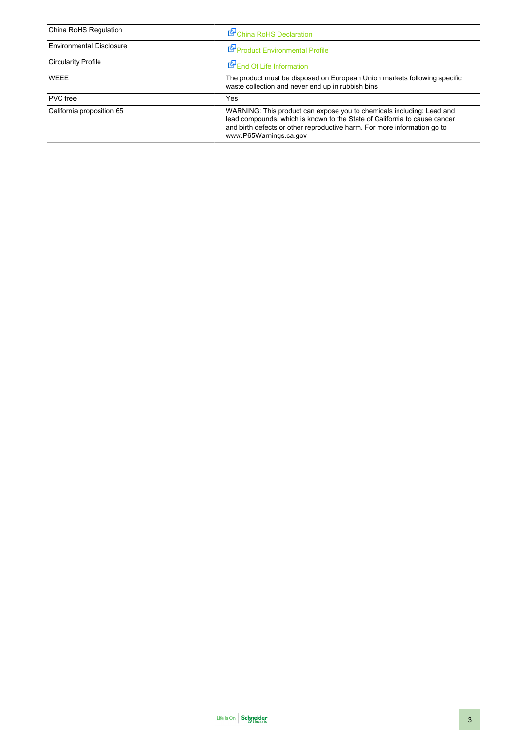| | |
|---|---|
| China RoHS Regulation | China RoHS Declaration |
| Environmental Disclosure | Product Environmental Profile |
| Circularity Profile | End Of Life Information |
| WEEE | The product must be disposed on European Union markets following specific waste collection and never end up in rubbish bins |
| PVC free | Yes |
| California proposition 65 | WARNING: This product can expose you to chemicals including: Lead and lead compounds, which is known to the State of California to cause cancer and birth defects or other reproductive harm. For more information go to www.P65Warnings.ca.gov |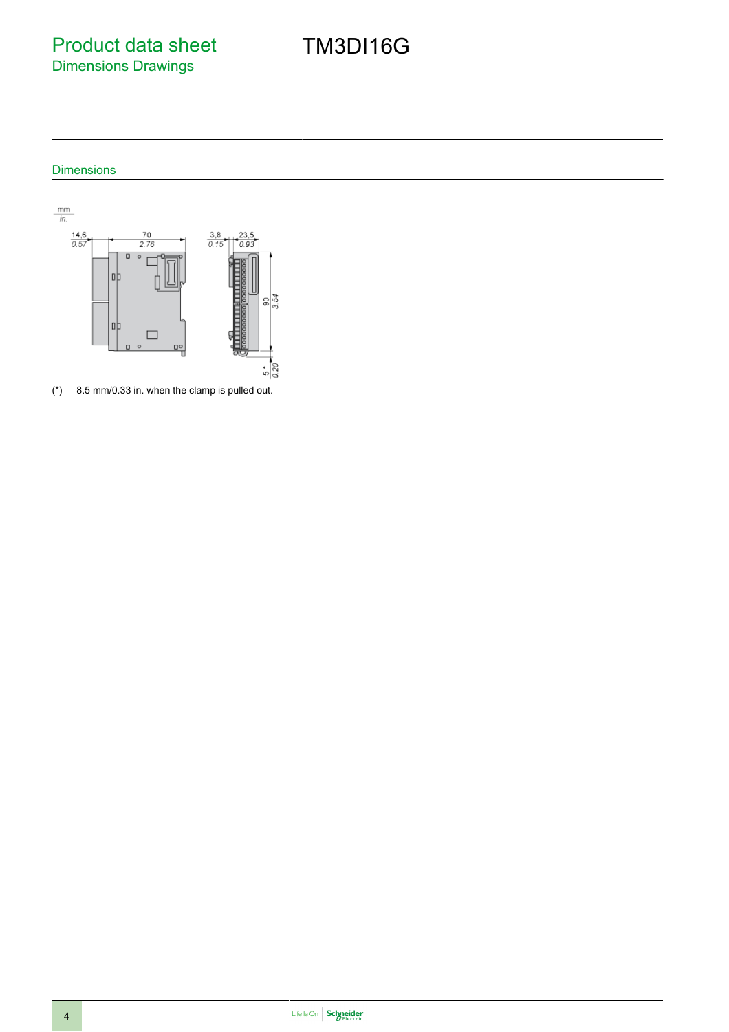# Product data sheet
## Dimensions Drawings

# TM3DI16G

### Dimensions

(*) 8.5 mm/0.33 in. when the clamp is pulled out.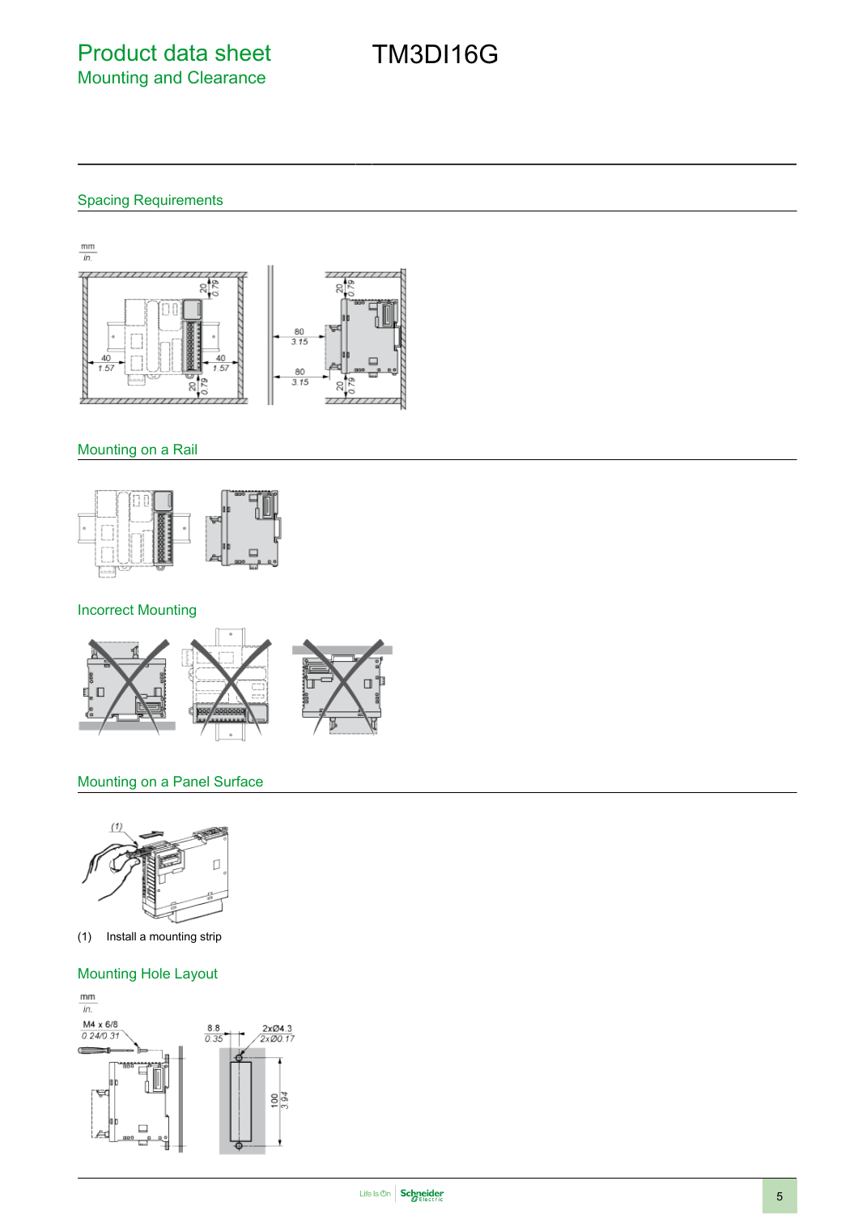# Product data sheet

## Mounting and Clearance

# TM3DI16G

### Spacing Requirements

### Mounting on a Rail

### Incorrect Mounting

### Mounting on a Panel Surface

(1) Install a mounting strip

### Mounting Hole Layout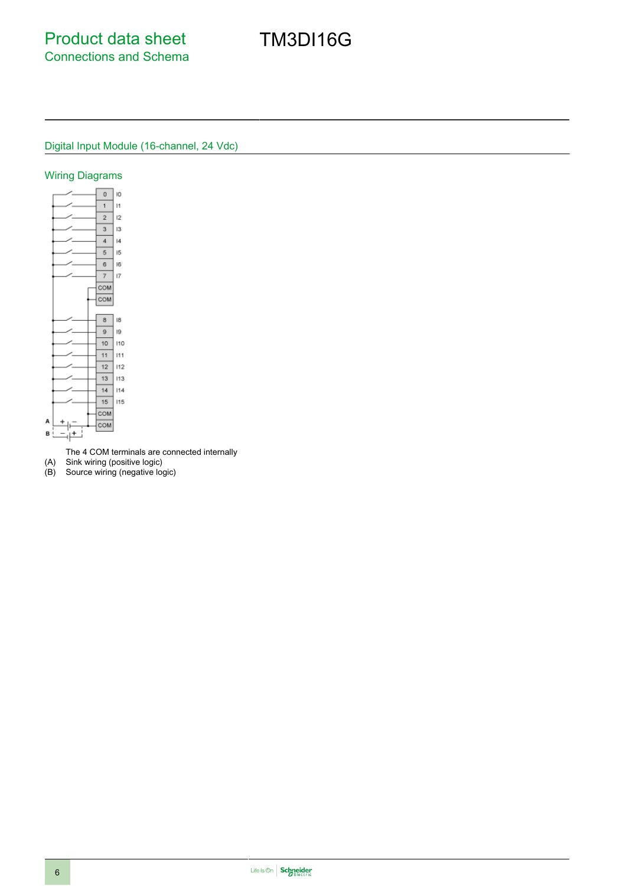# Product data sheet
## Connections and Schema

# TM3DI16G

## Digital Input Module (16-channel, 24 Vdc)

### Wiring Diagrams

0 I0
1 I1
2 I2
3 I3
4 I4
5 I5
6 I6
7 I7
COM
COM
8 I8
9 I9
10 I10
11 I11
12 I12
13 I13
14 I14
15 I15
COM
COM
A + −
B − +

The 4 COM terminals are connected internally

(A) Sink wiring (positive logic)

(B) Source wiring (negative logic)